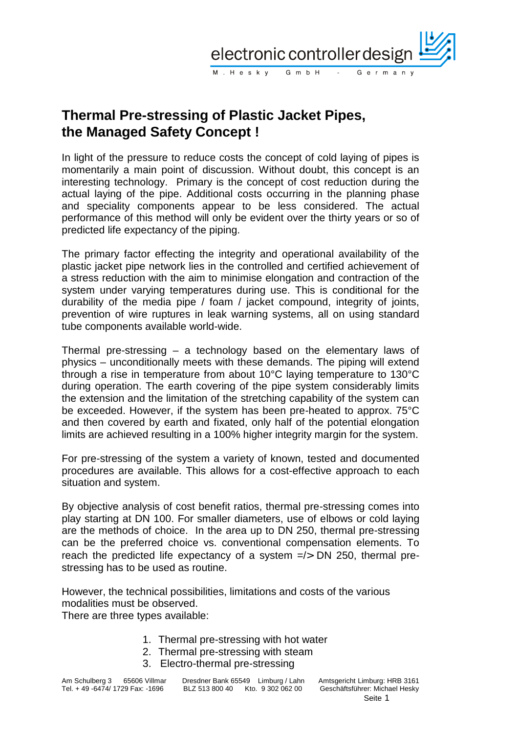# Thermal Pre-stressing of Plastic Jacket Pipes, the Managed Safety Concept !

In light of the pressure to reduce costs the concept of cold laying of pipes is momentarily a main point of discussion. Without doubt, this concept is an interesting technology. Primary is the concept of cost reduction during the actual laying of the pipe. Additional costs occurring in the planning phase and speciality components appear to be less considered. The actual performance of this method will only be evident over the thirty years or so of predicted life expectancy of the piping.

The primary factor effecting the integrity and operational availability of the plastic jacket pipe network lies in the controlled and certified achievement of a stress reduction with the aim to minimise elongation and contraction of the system under varying temperatures during use. This is conditional for the durability of the media pipe / foam / jacket compound, integrity of joints, prevention of wire ruptures in leak warning systems, all on using standard tube components available world-wide.

Thermal pre-stressing – a technology based on the elementary laws of physics – unconditionally meets with these demands. The piping will extend through a rise in temperature from about 10°C laying temperature to 130°C during operation. The earth covering of the pipe system considerably limits the extension and the limitation of the stretching capability of the system can be exceeded. However, if the system has been pre-heated to approx. 75°C and then covered by earth and fixated, only half of the potential elongation limits are achieved resulting in a 100% higher integrity margin for the system.

For pre-stressing of the system a variety of known, tested and documented procedures are available. This allows for a cost-effective approach to each situation and system.

By objective analysis of cost benefit ratios, thermal pre-stressing comes into play starting at DN 100. For smaller diameters, use of elbows or cold laying are the methods of choice. In the area up to DN 250, thermal pre-stressing can be the preferred choice vs. conventional compensation elements. To reach the predicted life expectancy of a system =/> DN 250, thermal pre-stressing has to be used as routine.

However, the technical possibilities, limitations and costs of the various modalities must be observed.
There are three types available:

1. Thermal pre-stressing with hot water
2. Thermal pre-stressing with steam
3. Electro-thermal pre-stressing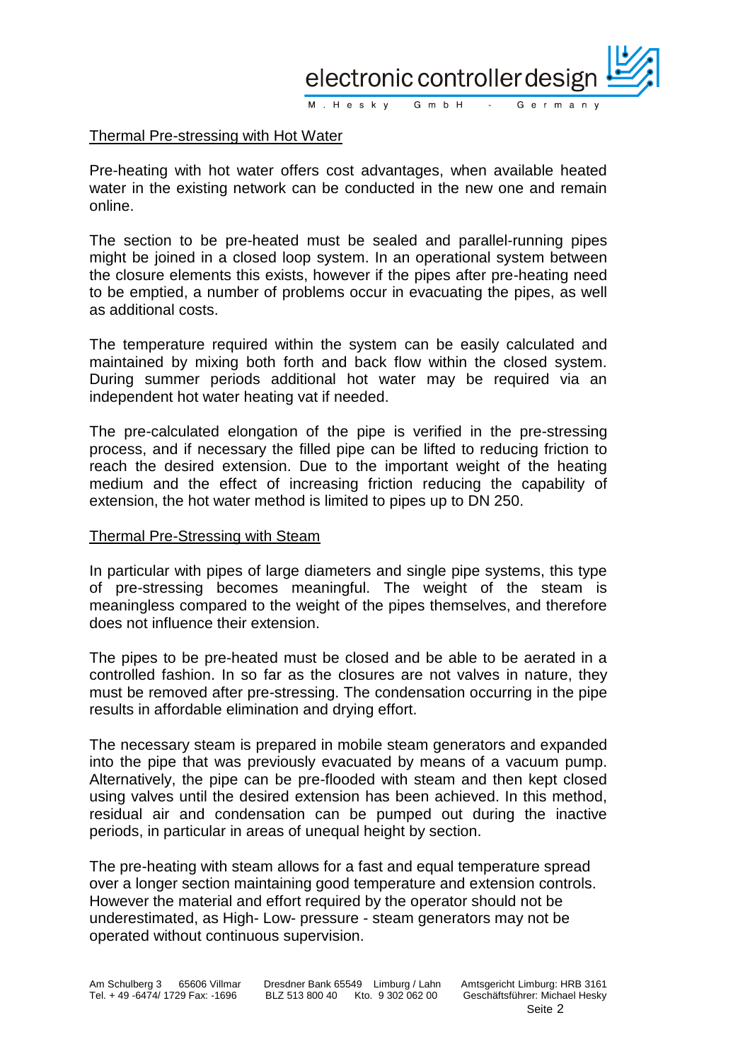## Thermal Pre-stressing with Hot Water

Pre-heating with hot water offers cost advantages, when available heated water in the existing network can be conducted in the new one and remain online.

The section to be pre-heated must be sealed and parallel-running pipes might be joined in a closed loop system. In an operational system between the closure elements this exists, however if the pipes after pre-heating need to be emptied, a number of problems occur in evacuating the pipes, as well as additional costs.

The temperature required within the system can be easily calculated and maintained by mixing both forth and back flow within the closed system. During summer periods additional hot water may be required via an independent hot water heating vat if needed.

The pre-calculated elongation of the pipe is verified in the pre-stressing process, and if necessary the filled pipe can be lifted to reducing friction to reach the desired extension. Due to the important weight of the heating medium and the effect of increasing friction reducing the capability of extension, the hot water method is limited to pipes up to DN 250.

## Thermal Pre-Stressing with Steam

In particular with pipes of large diameters and single pipe systems, this type of pre-stressing becomes meaningful. The weight of the steam is meaningless compared to the weight of the pipes themselves, and therefore does not influence their extension.

The pipes to be pre-heated must be closed and be able to be aerated in a controlled fashion. In so far as the closures are not valves in nature, they must be removed after pre-stressing. The condensation occurring in the pipe results in affordable elimination and drying effort.

The necessary steam is prepared in mobile steam generators and expanded into the pipe that was previously evacuated by means of a vacuum pump. Alternatively, the pipe can be pre-flooded with steam and then kept closed using valves until the desired extension has been achieved. In this method, residual air and condensation can be pumped out during the inactive periods, in particular in areas of unequal height by section.

The pre-heating with steam allows for a fast and equal temperature spread over a longer section maintaining good temperature and extension controls. However the material and effort required by the operator should not be underestimated, as High- Low- pressure - steam generators may not be operated without continuous supervision.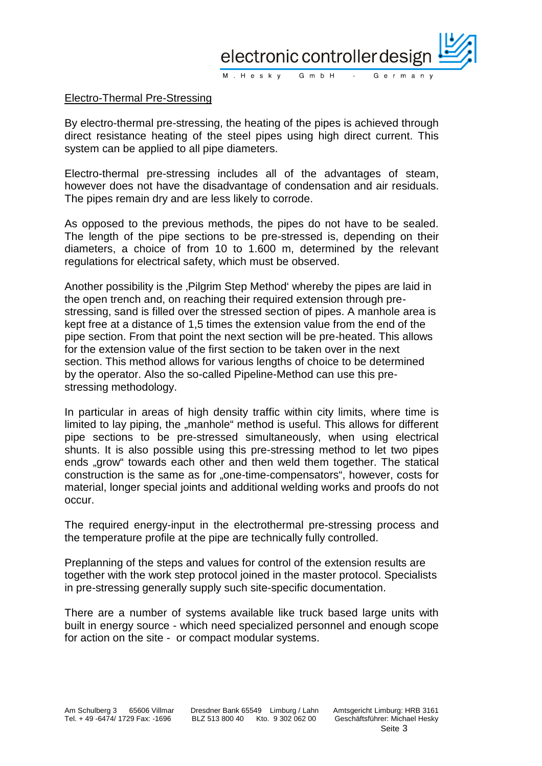## Electro-Thermal Pre-Stressing

By electro-thermal pre-stressing, the heating of the pipes is achieved through direct resistance heating of the steel pipes using high direct current. This system can be applied to all pipe diameters.

Electro-thermal pre-stressing includes all of the advantages of steam, however does not have the disadvantage of condensation and air residuals. The pipes remain dry and are less likely to corrode.

As opposed to the previous methods, the pipes do not have to be sealed. The length of the pipe sections to be pre-stressed is, depending on their diameters, a choice of from 10 to 1.600 m, determined by the relevant regulations for electrical safety, which must be observed.

Another possibility is the ‚Pilgrim Step Method' whereby the pipes are laid in the open trench and, on reaching their required extension through pre-stressing, sand is filled over the stressed section of pipes. A manhole area is kept free at a distance of 1,5 times the extension value from the end of the pipe section. From that point the next section will be pre-heated. This allows for the extension value of the first section to be taken over in the next section. This method allows for various lengths of choice to be determined by the operator. Also the so-called Pipeline-Method can use this pre-stressing methodology.

In particular in areas of high density traffic within city limits, where time is limited to lay piping, the „manhole" method is useful. This allows for different pipe sections to be pre-stressed simultaneously, when using electrical shunts. It is also possible using this pre-stressing method to let two pipes ends „grow" towards each other and then weld them together. The statical construction is the same as for „one-time-compensators", however, costs for material, longer special joints and additional welding works and proofs do not occur.

The required energy-input in the electrothermal pre-stressing process and the temperature profile at the pipe are technically fully controlled.

Preplanning of the steps and values for control of the extension results are together with the work step protocol joined in the master protocol. Specialists in pre-stressing generally supply such site-specific documentation.

There are a number of systems available like truck based large units with built in energy source - which need specialized personnel and enough scope for action on the site - or compact modular systems.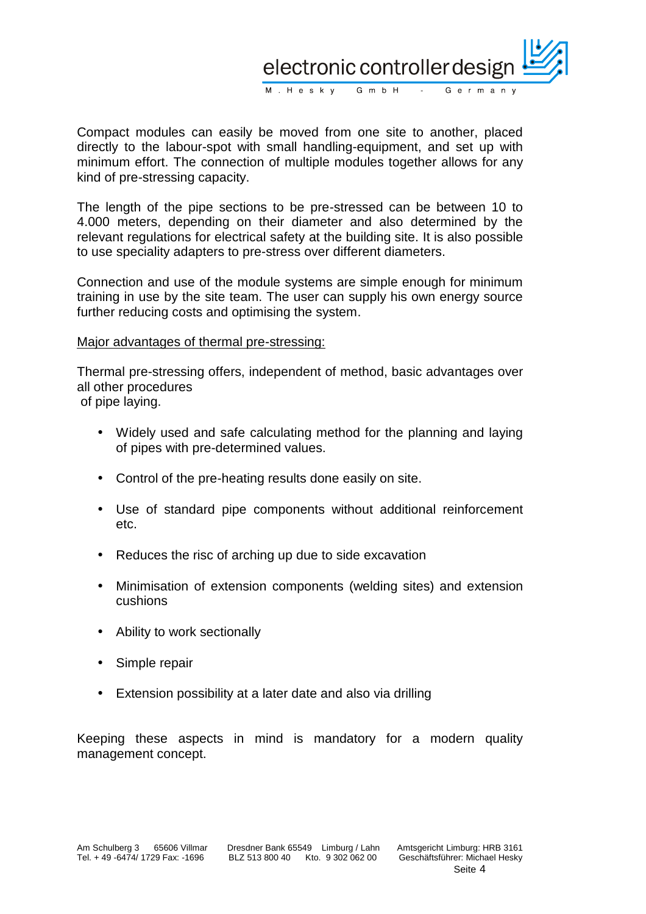Compact modules can easily be moved from one site to another, placed directly to the labour-spot with small handling-equipment, and set up with minimum effort. The connection of multiple modules together allows for any kind of pre-stressing capacity.

The length of the pipe sections to be pre-stressed can be between 10 to 4.000 meters, depending on their diameter and also determined by the relevant regulations for electrical safety at the building site. It is also possible to use speciality adapters to pre-stress over different diameters.

Connection and use of the module systems are simple enough for minimum training in use by the site team. The user can supply his own energy source further reducing costs and optimising the system.

<u>Major advantages of thermal pre-stressing:</u>

Thermal pre-stressing offers, independent of method, basic advantages over all other procedures of pipe laying.

- Widely used and safe calculating method for the planning and laying of pipes with pre-determined values.
- Control of the pre-heating results done easily on site.
- Use of standard pipe components without additional reinforcement etc.
- Reduces the risc of arching up due to side excavation
- Minimisation of extension components (welding sites) and extension cushions
- Ability to work sectionally
- Simple repair
- Extension possibility at a later date and also via drilling

Keeping these aspects in mind is mandatory for a modern quality management concept.